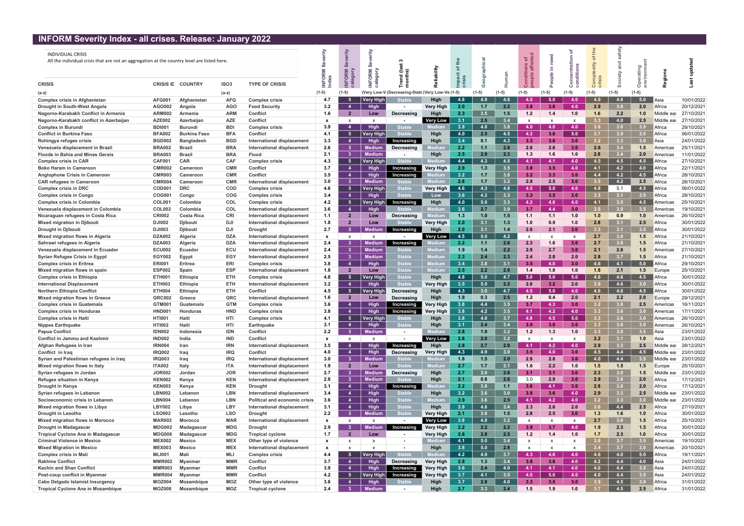# INFORM Severity Index - all crises. Release: January 2022

INDIVIDUAL CRISIS

All the individual crisis that are not an aggregation at the country level are listed here.

| CRISIS | CRISIS ID | COUNTRY | ISO3 | TYPE OF CRISIS | INFORM Severity Index | INFORM Severity category | INFORM Severity category | Trend (last 3 months) | Reliability | Impact of the crisis | Geographical | Human | Conditions of people affected | People in need | Concentration of conditions | Complexity of the crisis | Society and safety | Operating environment | Regions | Last updated |
|---|---|---|---|---|---|---|---|---|---|---|---|---|---|---|---|---|---|---|---|---|
| (a-z) | | | (a-z) | | (1-5) | (1-5) | (Very Low-V | (Decreasing-Stabl | (Very Low-Ve | (1-5) | (1-5) | (1-5) | (1-5) | (1-5) | (1-5) | (1-5) | (1-5) | (1-5) | | |
| Complex crisis in Afghanistan | AFG001 | Afghanistan | AFG | Complex crisis | 4.7 | 5 | Very High | Stable | High | 4.8 | 4.9 | 4.8 | 4.5 | 5.0 | 4.0 | 4.9 | 4.8 | 5.0 | Asia | 10/01/2022 |
| Drought in South-West Angola | AGO002 | Angola | AGO | Food Security | 3.2 | 4 | High | - | Very High | 2.0 | 1.7 | 2.2 | 3.8 | 3.6 | 4.0 | 2.9 | 3.6 | 2.0 | Africa | 20/12/2021 |
| Nagorno-Karabakh Conflict in Armenia | ARM002 | Armenia | ARM | Conflict | 1.6 | 2 | Low | Decreasing | High | 2.3 | 3.5 | 1.5 | 1.2 | 1.4 | 1.0 | 1.6 | 2.2 | 1.0 | Middle eas | 27/10/2021 |
| Nagorno-Karabakh conflict in Azerbaijan | AZE002 | Azerbaijan | AZE | Conflict | x | x | x | - | Very Low | 3.1 | 2.5 | 3.4 | x | x | x | 3.3 | 4.0 | 2.5 | Middle eas | 27/10/2021 |
| Complex crisis in Burundi | BDI001 | Burundi | BDI | Complex crisis | 3.9 | 4 | High | Stable | Medium | 3.9 | 4.0 | 3.8 | 4.0 | 4.0 | 4.0 | 3.6 | 3.6 | 3.5 | Africa | 29/10/2021 |
| Conflict in Burkina Faso | BFA002 | Burkina Faso | BFA | Conflict | 4.1 | 5 | Very High | Stable | High | 4.0 | 2.5 | 4.5 | 4.3 | 3.6 | 5.0 | 3.7 | 3.9 | 3.5 | Africa | 06/01/2022 |
| Rohingya refugee crisis | BGD002 | Bangladesh | BGD | International displacement | 3.3 | 4 | High | Increasing | High | 3.4 | 0.1 | 4.3 | 3.3 | 3.6 | 3.0 | 3.2 | 3.3 | 3.0 | Asia | 24/01/2022 |
| Venezuela displacement in Brazil | BRA002 | Brazil | BRA | International displacement | 2.6 | 3 | Medium | Decreasing | Medium | 2.2 | 1.1 | 2.6 | 2.8 | 2.6 | 3.0 | 2.6 | 3.4 | 1.5 | Americas | 25/11/2021 |
| Floods in Bahia and Minas Gerais | BRA003 | Brazil | BRA | Flood | 2.1 | 3 | Medium | - | High | 2.5 | 2.9 | 2.3 | 1.3 | 1.6 | 1.0 | 2.8 | 3.4 | 2.0 | Americas | 11/01/2022 |
| Complex crisis in CAR | CAF001 | CAR | CAF | Complex crisis | 4.3 | 5 | Very High | Stable | Medium | 4.4 | 4.3 | 4.5 | 4.1 | 4.1 | 4.0 | 4.5 | 4.5 | 4.5 | Africa | 27/10/2021 |
| Boko Haram in Cameroon | CMR002 | Cameroon | CMR | Conflict | 3.7 | 4 | High | Increasing | Very High | 2.9 | 1.3 | 3.5 | 3.8 | 3.5 | 4.0 | 4.1 | 4.2 | 4.0 | Africa | 22/11/2021 |
| Anglophone Crisis in Cameroon | CMR003 | Cameroon | CMR | Conflict | 3.5 | 4 | High | Increasing | Medium | 3.2 | 1.7 | 3.8 | 3.2 | 3.3 | 3.0 | 4.4 | 4.2 | 4.5 | Africa | 28/10/2021 |
| CAR refugees in Cameroon | CMR004 | Cameroon | CMR | International displacement | 3.0 | 3 | Medium | Stable | Medium | 2.8 | 1.7 | 3.2 | 2.8 | 2.5 | 3.0 | 3.5 | 4.2 | 2.5 | Africa | 28/10/2021 |
| Complex crisis in DRC | COD001 | DRC | COD | Complex crisis | 4.6 | 5 | Very High | Stable | Very High | 4.6 | 4.3 | 4.8 | 4.5 | 5.0 | 4.0 | 4.8 | 5.1 | 4.5 | Africa | 06/01/2022 |
| Complex crisis in Congo | COG001 | Congo | COG | Complex crisis | 3.4 | 4 | High | Stable | Low | 3.6 | 4.2 | 3.3 | 3.3 | 3.5 | 3.0 | 3.3 | 3.1 | 3.5 | Africa | 28/10/2021 |
| Complex crisis in Colombia | COL001 | Colombia | COL | Complex crisis | 4.2 | 5 | Very High | Increasing | High | 4.0 | 5.0 | 3.3 | 4.3 | 4.6 | 4.0 | 4.1 | 3.5 | 4.5 | Americas | 25/10/2021 |
| Venezuela displacement in Colombia | COL002 | Colombia | COL | International displacement | 3.6 | 4 | High | Stable | Medium | 3.6 | 2.7 | 3.9 | 3.7 | 4.4 | 3.0 | 3.5 | 3.5 | 3.5 | Americas | 19/10/2021 |
| Nicaraguan refugees in Costa Rica | CRI002 | Costa Rica | CRI | International displacement | 1.1 | 2 | Low | Decreasing | Medium | 1.3 | 1.0 | 1.5 | 1.1 | 1.1 | 1.0 | 1.0 | 0.9 | 1.0 | Americas | 26/10/2021 |
| Mixed migration in Djibouti | DJI002 | Djibouti | DJI | International displacement | 1.8 | 2 | Low | Stable | Very High | 2.0 | 3.1 | 1.3 | 1.0 | 0.9 | 1.0 | 2.8 | 3.1 | 2.5 | Africa | 30/01/2022 |
| Drought in Djibouti | DJI003 | Djibouti | DJI | Drought | 2.7 | 3 | Medium | Increasing | High | 2.0 | 3.1 | 1.4 | 2.6 | 2.1 | 3.0 | 3.3 | 3.1 | 3.5 | Africa | 30/01/2022 |
| Mixed migration flows in Algeria | DZA002 | Algeria | DZA | International displacement | x | x | x | - | Very Low | 4.5 | 5.0 | 4.2 | x | x | x | 2.7 | 3.6 | 1.5 | Africa | 21/10/2021 |
| Sahrawi refugees in Algeria | DZA003 | Algeria | DZA | International displacement | 2.4 | 3 | Medium | Increasing | Medium | 2.2 | 1.1 | 2.6 | 2.3 | 1.6 | 3.0 | 2.7 | 3.6 | 1.5 | Africa | 21/10/2021 |
| Venezuela displacement in Ecuador | ECU002 | Ecuador | ECU | International displacement | 2.4 | 3 | Medium | Stable | Medium | 1.9 | 1.4 | 2.2 | 2.9 | 2.7 | 3.0 | 2.1 | 2.6 | 1.5 | Americas | 27/10/2021 |
| Syrian Refugee Crisis in Egypt | EGY002 | Egypt | EGY | International displacement | 2.5 | 3 | Medium | Stable | Medium | 2.3 | 2.4 | 2.3 | 2.4 | 2.8 | 2.0 | 2.8 | 3.7 | 1.5 | Africa | 21/10/2021 |
| Complex crisis in Eritrea | ERI001 | Eritrea | ERI | Complex crisis | 3.8 | 4 | High | Stable | Medium | 3.4 | 3.8 | 3.1 | 3.5 | 4.0 | 3.0 | 4.6 | 4.1 | 5.0 | Africa | 29/10/2021 |
| Mixed migration flows in spain | ESP002 | Spain | ESP | International displacement | 1.8 | 2 | Low | Stable | Medium | 2.5 | 2.2 | 2.6 | 1.4 | 1.8 | 1.0 | 1.8 | 2.1 | 1.5 | Europe | 25/10/2021 |
| Complex crisis in Ethiopia | ETH001 | Ethiopia | ETH | Complex crisis | 4.8 | 5 | Very High | Stable | High | 4.8 | 5.0 | 4.7 | 5.0 | 5.0 | 5.0 | 4.6 | 4.6 | 4.5 | Africa | 30/01/2022 |
| International Displacement | ETH003 | Ethiopia | ETH | International displacement | 3.2 | 4 | High | Stable | Very High | 3.5 | 5.0 | 2.2 | 2.6 | 3.2 | 2.0 | 3.9 | 4.6 | 3.0 | Africa | 30/01/2022 |
| Northern Ethiopia Conflict | ETH004 | Ethiopia | ETH | Conflict | 4.5 | 5 | Very High | Decreasing | High | 4.3 | 3.0 | 4.7 | 4.5 | 5.0 | 4.0 | 4.6 | 4.6 | 4.5 | Africa | 30/01/2022 |
| Mixed migration flows in Greece | GRC002 | Greece | GRC | International displacement | 1.6 | 2 | Low | Decreasing | High | 1.9 | 0.3 | 2.5 | 1.2 | 0.4 | 2.0 | 2.1 | 2.2 | 2.0 | Europe | 29/12/2021 |
| Complex crisis in Guatemala | GTM001 | Guatemala | GTM | Complex crisis | 3.6 | 4 | High | Increasing | Very High | 3.8 | 4.4 | 3.5 | 3.7 | 4.3 | 3.0 | 3.2 | 3.8 | 2.5 | Americas | 16/11/2021 |
| Complex crisis in Honduras | HND001 | Honduras | HND | Complex crisis | 3.8 | 4 | High | Increasing | Very High | 3.8 | 4.2 | 3.5 | 4.1 | 4.2 | 4.0 | 3.3 | 3.6 | 3.0 | Americas | 17/11/2021 |
| Complex crisis in Haiti | HTI001 | Haiti | HTI | Complex crisis | 4.1 | 5 | Very High | Stable | High | 3.8 | 4.0 | 3.7 | 4.8 | 4.5 | 5.0 | 3.3 | 3.6 | 3.0 | Americas | 26/10/2021 |
| Nippes Earthquake | HTI002 | Haiti | HTI | Earthquake | 3.1 | 4 | High | Stable | High | 3.1 | 2.4 | 3.4 | 3.0 | 3.0 | 3.0 | 3.3 | 3.6 | 3.0 | Americas | 26/10/2021 |
| Papua Conflict | IDN002 | Indonesia | IDN | Conflict | 2.2 | 3 | Medium | - | Medium | 2.8 | 1.9 | 3.2 | 1.2 | 1.3 | 1.0 | 3.3 | 3.0 | 3.5 | Asia | 23/01/2022 |
| Conflict in Jammu and Kashmir | IND002 | India | IND | Conflict | x | x | x | - | Very Low | 2.8 | 2.0 | 3.2 | x | x | x | 2.2 | 3.1 | 1.0 | Asia | 23/01/2022 |
| Afghan Refugees in Iran | IRN004 | Iran | IRN | International displacement | 3.5 | 4 | High | Increasing | High | 2.8 | 2.7 | 2.8 | 4.1 | 4.2 | 4.0 | 2.9 | 3.3 | 2.5 | Middle eas | 28/12/2021 |
| Conflict in Iraq | IRQ002 | Iraq | IRQ | Conflict | 4.0 | 4 | High | Decreasing | Very High | 4.3 | 4.9 | 3.9 | 3.5 | 4.0 | 3.0 | 4.5 | 4.4 | 4.5 | Middle eas | 23/01/2022 |
| Syrian and Palestinian refugees in iraq | IRQ003 | Iraq | IRQ | International displacement | 3.0 | 3 | Medium | Stable | Medium | 1.8 | 1.5 | 2.0 | 2.9 | 2.8 | 3.0 | 4.0 | 4.4 | 3.5 | Middle eas | 23/01/2022 |
| Mixed migration flows in Italy | ITA002 | Italy | ITA | International displacement | 1.9 | 2 | Low | Stable | Medium | 2.7 | 1.7 | 3.1 | 1.6 | 2.2 | 1.0 | 1.5 | 1.5 | 1.5 | Europe | 25/10/2021 |
| Syrian refugees in Jordan | JOR002 | Jordan | JOR | International displacement | 2.7 | 3 | Medium | Decreasing | High | 2.7 | 3.0 | 2.6 | 3.1 | 3.1 | 3.0 | 2.3 | 3.0 | 1.5 | Middle eas | 23/01/2022 |
| Refugee situation in Kenya | KEN002 | Kenya | KEN | International displacement | 2.8 | 3 | Medium | Stable | High | 2.1 | 0.8 | 2.6 | 3.0 | 2.9 | 3.0 | 2.9 | 3.6 | 2.0 | Africa | 17/12/2021 |
| Drought in Kenya | KEN003 | Kenya | KEN | Drought | 3.1 | 4 | High | Increasing | Medium | 2.2 | 3.8 | 1.1 | 3.6 | 4.1 | 3.0 | 2.9 | 3.6 | 2.0 | Africa | 17/12/2021 |
| Syrian refugees in Lebanon | LBN002 | Lebanon | LBN | International displacement | 3.4 | 4 | High | Stable | High | 3.2 | 3.6 | 3.0 | 3.8 | 3.6 | 4.0 | 2.9 | 3.3 | 2.5 | Middle eas | 23/01/2022 |
| Socioeconomic crisis in Lebanon | LBN004 | Lebanon | LBN | Political and economic crisis | 3.6 | 4 | High | Stable | Medium | 2.9 | 3.6 | 2.5 | 4.1 | 4.2 | 4.0 | 3.2 | 3.3 | 3.0 | Middle eas | 23/01/2022 |
| Mixed migration flows in Libya | LBY002 | Libya | LBY | International displacement | 3.1 | 4 | High | Stable | High | 3.9 | 4.6 | 3.4 | 2.3 | 2.6 | 2.0 | 3.6 | 4.4 | 2.5 | Africa | 27/10/2021 |
| Drought in Lesotho | LSO002 | Lesotho | LSO | Drought | 2.2 | 3 | Medium | Stable | Very High | 2.1 | 3.0 | 1.5 | 2.8 | 2.5 | 3.0 | 1.3 | 1.6 | 1.0 | Africa | 30/01/2022 |
| Mixed migration flows in Morocco | MAR002 | Morocco | MAR | International displacement | x | x | x | - | Very Low | 3.9 | 4.8 | 3.2 | x | x | x | 2.7 | 3.6 | 1.5 | Africa | 25/10/2021 |
| Drought in Madagascar | MDG002 | Madagascar | MDG | Drought | 2.9 | 3 | Medium | Increasing | Very High | 2.2 | 2.2 | 2.2 | 3.9 | 3.7 | 4.0 | 1.9 | 2.3 | 1.5 | Africa | 30/01/2022 |
| Tropical Cyclone Ana in Madagascar | MDG006 | Madagascar | MDG | Tropical cyclone | 1.7 | 2 | Low | - | Very High | 2.6 | 2.8 | 2.5 | 1.2 | 1.4 | 1.0 | 1.7 | 2.3 | 1.0 | Africa | 30/01/2022 |
| Criminal Violence in Mexico | MEX002 | Mexico | MEX | Other type of violence | x | x | x | - | Medium | 4.1 | 5.0 | 3.4 | x | x | x | 3.6 | 3.7 | 3.5 | Americas | 19/10/2021 |
| Mixed Migration in Mexico | MEX003 | Mexico | MEX | International displacement | x | x | x | - | High | 3.8 | 5.0 | 2.8 | x | x | x | 3.4 | 3.7 | 3.0 | Americas | 20/10/2021 |
| Complex crisis in Mali | MLI001 | Mali | MLI | Complex crisis | 4.4 | 5 | Very High | Stable | Medium | 4.2 | 4.9 | 3.7 | 4.3 | 4.6 | 4.0 | 4.6 | 4.0 | 5.0 | Africa | 19/11/2021 |
| Rakhine Conflict | MMR002 | Myanmar | MMR | Conflict | 3.7 | 4 | High | Decreasing | Very High | 2.8 | 1.3 | 3.4 | 3.8 | 3.6 | 4.0 | 4.2 | 4.4 | 4.0 | Asia | 24/01/2022 |
| Kachin and Shan Conflict | MMR003 | Myanmar | MMR | Conflict | 3.9 | 4 | High | Increasing | Very High | 3.6 | 2.4 | 4.0 | 4.1 | 4.1 | 4.0 | 4.0 | 4.4 | 3.5 | Asia | 24/01/2022 |
| Post-coup conflict in Myanmar | MMR004 | Myanmar | MMR | Conflict | 4.2 | 5 | Very High | Increasing | Very High | 3.7 | 4.1 | 3.5 | 4.5 | 5.0 | 4.0 | 4.0 | 4.4 | 3.5 | Asia | 24/01/2022 |
| Cabo Delgado Islamist Insurgency | MOZ004 | Mozambique | MOZ | Other type of violence | 3.6 | 4 | High | Stable | High | 3.7 | 2.8 | 4.0 | 3.3 | 3.5 | 3.0 | 3.9 | 4.5 | 3.0 | Africa | 31/01/2022 |
| Tropical Cyclone Ana in Mozambique | MOZ008 | Mozambique | MOZ | Tropical cyclone | 2.4 | 3 | Medium | - | High | 2.7 | 3.3 | 2.4 | 1.5 | 1.9 | 1.0 | 3.7 | 4.5 | 2.5 | Africa | 31/01/2022 |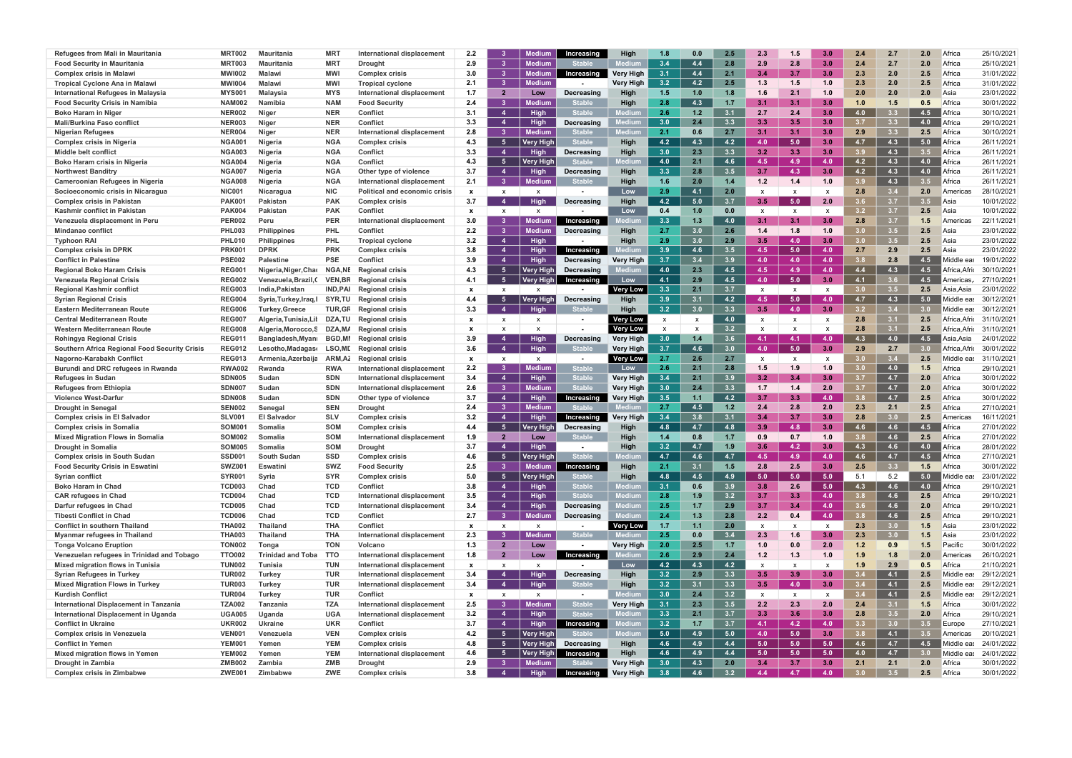| | | | | | | | | | | | | | | | | | | | | | |
|---|---|---|---|---|---|---|---|---|---|---|---|---|---|---|---|---|---|---|---|---|---|
| Refugees from Mali in Mauritania | MRT002 | Mauritania | MRT | International displacement | 2.2 | 3 | Medium | Increasing | High | 1.8 | 0.0 | 2.5 | 2.3 | 1.5 | 3.0 | 2.4 | 2.7 | 2.0 | Africa | 25/10/2021 |
| Food Security in Mauritania | MRT003 | Mauritania | MRT | Drought | 2.9 | 3 | Medium | Stable | Medium | 3.4 | 4.4 | 2.8 | 2.9 | 2.8 | 3.0 | 2.4 | 2.7 | 2.0 | Africa | 25/10/2021 |
| Complex crisis in Malawi | MWI002 | Malawi | MWI | Complex crisis | 3.0 | 3 | Medium | Increasing | Very High | 3.1 | 4.4 | 2.1 | 3.4 | 3.7 | 3.0 | 2.3 | 2.0 | 2.5 | Africa | 31/01/2022 |
| Tropical Cyclone Ana in Malawi | MWI004 | Malawi | MWI | Tropical cyclone | 2.1 | 3 | Medium | - | Very High | 3.2 | 4.2 | 2.5 | 1.3 | 1.5 | 1.0 | 2.3 | 2.0 | 2.5 | Africa | 31/01/2022 |
| International Refugees in Malaysia | MYS001 | Malaysia | MYS | International displacement | 1.7 | 2 | Low | Decreasing | High | 1.5 | 1.0 | 1.8 | 1.6 | 2.1 | 1.0 | 2.0 | 2.0 | 2.0 | Asia | 23/01/2022 |
| Food Security Crisis in Namibia | NAM002 | Namibia | NAM | Food Security | 2.4 | 3 | Medium | Stable | High | 2.8 | 4.3 | 1.7 | 3.1 | 3.1 | 3.0 | 1.0 | 1.5 | 0.5 | Africa | 30/01/2022 |
| Boko Haram in Niger | NER002 | Niger | NER | Conflict | 3.1 | 4 | High | Stable | Medium | 2.6 | 1.2 | 3.1 | 2.7 | 2.4 | 3.0 | 4.0 | 3.3 | 4.5 | Africa | 30/10/2021 |
| Mali/Burkina Faso conflict | NER003 | Niger | NER | Conflict | 3.3 | 4 | High | Decreasing | Medium | 3.0 | 2.4 | 3.3 | 3.3 | 3.5 | 3.0 | 3.7 | 3.3 | 4.0 | Africa | 29/10/2021 |
| Nigerian Refugees | NER004 | Niger | NER | International displacement | 2.8 | 3 | Medium | Stable | Medium | 2.1 | 0.6 | 2.7 | 3.1 | 3.1 | 3.0 | 2.9 | 3.3 | 2.5 | Africa | 30/10/2021 |
| Complex crisis in Nigeria | NGA001 | Nigeria | NGA | Complex crisis | 4.3 | 5 | Very High | Stable | High | 4.2 | 4.3 | 4.2 | 4.0 | 5.0 | 3.0 | 4.7 | 4.3 | 5.0 | Africa | 26/11/2021 |
| Middle belt conflict | NGA003 | Nigeria | NGA | Conflict | 3.3 | 4 | High | Decreasing | High | 3.0 | 2.3 | 3.3 | 3.2 | 3.3 | 3.0 | 3.9 | 4.3 | 3.5 | Africa | 26/11/2021 |
| Boko Haram crisis in Nigeria | NGA004 | Nigeria | NGA | Conflict | 4.3 | 5 | Very High | Stable | Medium | 4.0 | 2.1 | 4.6 | 4.5 | 4.9 | 4.0 | 4.2 | 4.3 | 4.0 | Africa | 26/11/2021 |
| Northwest Banditry | NGA007 | Nigeria | NGA | Other type of violence | 3.7 | 4 | High | Decreasing | High | 3.3 | 2.8 | 3.5 | 3.7 | 4.3 | 3.0 | 4.2 | 4.3 | 4.0 | Africa | 26/11/2021 |
| Cameroonian Refugees in Nigeria | NGA008 | Nigeria | NGA | International displacement | 2.1 | 3 | Medium | Stable | High | 1.6 | 2.0 | 1.4 | 1.2 | 1.4 | 1.0 | 3.9 | 4.3 | 3.5 | Africa | 26/11/2021 |
| Socioeconomic crisis in Nicaragua | NIC001 | Nicaragua | NIC | Political and economic crisis | x | x | x | - | Low | 2.9 | 4.1 | 2.0 | x | x | x | 2.8 | 3.4 | 2.0 | Americas | 28/10/2021 |
| Complex crisis in Pakistan | PAK001 | Pakistan | PAK | Complex crisis | 3.7 | 4 | High | Decreasing | High | 4.2 | 5.0 | 3.7 | 3.5 | 5.0 | 2.0 | 3.6 | 3.7 | 3.5 | Asia | 10/01/2022 |
| Kashmir conflict in Pakistan | PAK004 | Pakistan | PAK | Conflict | x | x | x | - | Low | 0.4 | 1.0 | 0.0 | x | x | x | 3.2 | 3.7 | 2.5 | Asia | 10/01/2022 |
| Venezuela displacement in Peru | PER002 | Peru | PER | International displacement | 3.0 | 3 | Medium | Increasing | Medium | 3.3 | 1.3 | 4.0 | 3.1 | 3.1 | 3.0 | 2.8 | 3.7 | 1.5 | Americas | 22/11/2021 |
| Mindanao conflict | PHL003 | Philippines | PHL | Conflict | 2.2 | 3 | Medium | Decreasing | High | 2.7 | 3.0 | 2.6 | 1.4 | 1.8 | 1.0 | 3.0 | 3.5 | 2.5 | Asia | 23/01/2022 |
| Typhoon RAI | PHL010 | Philippines | PHL | Tropical cyclone | 3.2 | 4 | High | - | High | 2.9 | 3.0 | 2.9 | 3.5 | 4.0 | 3.0 | 3.0 | 3.5 | 2.5 | Asia | 23/01/2022 |
| Complex crisis in DPRK | PRK001 | DPRK | PRK | Complex crisis | 3.8 | 4 | High | Increasing | Medium | 3.9 | 4.6 | 3.5 | 4.5 | 5.0 | 4.0 | 2.7 | 2.9 | 2.5 | Asia | 23/01/2022 |
| Conflict in Palestine | PSE002 | Palestine | PSE | Conflict | 3.9 | 4 | High | Decreasing | Very High | 3.7 | 3.4 | 3.9 | 4.0 | 4.0 | 4.0 | 3.8 | 2.8 | 4.5 | Middle eas | 19/01/2022 |
| Regional Boko Haram Crisis | REG001 | Nigeria,Niger,Chad | NGA,NE | Regional crisis | 4.3 | 5 | Very High | Decreasing | Medium | 4.0 | 2.3 | 4.5 | 4.5 | 4.9 | 4.0 | 4.4 | 4.3 | 4.5 | Africa,Afri | 30/10/2021 |
| Venezuela Regional Crisis | REG002 | Venezuela,Brazil,C | VEN,BR | Regional crisis | 4.1 | 5 | Very High | Increasing | Low | 4.1 | 2.9 | 4.5 | 4.0 | 5.0 | 3.0 | 4.1 | 3.6 | 4.5 | Americas, | 27/10/2021 |
| Regional Kashmir conflict | REG003 | India,Pakistan | IND,PAI | Regional crisis | x | x | x | - | Very Low | 3.3 | 2.1 | 3.7 | x | x | x | 3.0 | 3.5 | 2.5 | Asia,Asia | 23/01/2022 |
| Syrian Regional Crisis | REG004 | Syria,Turkey,Iraq,l | SYR,TU | Regional crisis | 4.4 | 5 | Very High | Decreasing | High | 3.9 | 3.1 | 4.2 | 4.5 | 5.0 | 4.0 | 4.7 | 4.3 | 5.0 | Middle eas | 30/12/2021 |
| Eastern Mediterranean Route | REG006 | Turkey,Greece | TUR,GR | Regional crisis | 3.3 | 4 | High | Stable | High | 3.2 | 3.0 | 3.3 | 3.5 | 4.0 | 3.0 | 3.2 | 3.4 | 3.0 | Middle eas | 30/12/2021 |
| Central Mediterranean Route | REG007 | Algeria,Tunisia,Lit | DZA,TU | Regional crisis | x | x | x | - | Very Low | x | x | 4.0 | x | x | x | 2.8 | 3.1 | 2.5 | Africa,Afri | 31/10/2021 |
| Western Mediterranean Route | REG008 | Algeria,Morocco,S | DZA,MA | Regional crisis | x | x | x | - | Very Low | x | x | 3.2 | x | x | x | 2.8 | 3.1 | 2.5 | Africa,Afri | 31/10/2021 |
| Rohingya Regional Crisis | REG011 | Bangladesh,Myanr | BGD,MI | Regional crisis | 3.9 | 4 | High | Decreasing | Very High | 3.0 | 1.4 | 3.6 | 4.1 | 4.1 | 4.0 | 4.3 | 4.0 | 4.5 | Asia,Asia | 24/01/2022 |
| Southern Africa Regional Food Security Crisis | REG012 | Lesotho,Madagasc | LSO,MI | Regional crisis | 3.6 | 4 | High | Stable | Very High | 3.7 | 4.6 | 3.0 | 4.0 | 5.0 | 3.0 | 2.9 | 2.7 | 3.0 | Africa,Afri | 30/01/2022 |
| Nagorno-Karabakh Conflict | REG013 | Armenia,Azerbaija | ARM,AZ | Regional crisis | x | x | x | - | Very Low | 2.7 | 2.6 | 2.7 | x | x | x | 3.0 | 3.4 | 2.5 | Middle eas | 31/10/2021 |
| Burundi and DRC refugees in Rwanda | RWA002 | Rwanda | RWA | International displacement | 2.2 | 3 | Medium | Stable | Low | 2.6 | 2.1 | 2.8 | 1.5 | 1.9 | 1.0 | 3.0 | 4.0 | 1.5 | Africa | 29/10/2021 |
| Refugees in Sudan | SDN005 | Sudan | SDN | International displacement | 3.4 | 4 | High | Stable | Very High | 3.4 | 2.1 | 3.9 | 3.2 | 3.4 | 3.0 | 3.7 | 4.7 | 2.0 | Africa | 30/01/2022 |
| Refugees from Ethiopia | SDN007 | Sudan | SDN | International displacement | 2.6 | 3 | Medium | Stable | Very High | 3.0 | 2.4 | 3.3 | 1.7 | 1.4 | 2.0 | 3.7 | 4.7 | 2.0 | Africa | 30/01/2022 |
| Violence West-Darfur | SDN008 | Sudan | SDN | Other type of violence | 3.7 | 4 | High | Increasing | Very High | 3.5 | 1.1 | 4.2 | 3.7 | 3.3 | 4.0 | 3.8 | 4.7 | 2.5 | Africa | 30/01/2022 |
| Drought in Senegal | SEN002 | Senegal | SEN | Drought | 2.4 | 3 | Medium | Stable | Medium | 2.7 | 4.5 | 1.2 | 2.4 | 2.8 | 2.0 | 2.3 | 2.1 | 2.5 | Africa | 27/10/2021 |
| Complex crisis in El Salvador | SLV001 | El Salvador | SLV | Complex crisis | 3.2 | 4 | High | Increasing | Very High | 3.4 | 3.8 | 3.1 | 3.4 | 3.7 | 3.0 | 2.8 | 3.0 | 2.5 | Americas | 16/11/2021 |
| Complex crisis in Somalia | SOM001 | Somalia | SOM | Complex crisis | 4.4 | 5 | Very High | Decreasing | High | 4.8 | 4.7 | 4.8 | 3.9 | 4.8 | 3.0 | 4.6 | 4.6 | 4.5 | Africa | 27/01/2022 |
| Mixed Migration Flows in Somalia | SOM002 | Somalia | SOM | International displacement | 1.9 | 2 | Low | Stable | High | 1.4 | 0.8 | 1.7 | 0.9 | 0.7 | 1.0 | 3.8 | 4.6 | 2.5 | Africa | 27/01/2022 |
| Drought in Somalia | SOM005 | Somalia | SOM | Drought | 3.7 | 4 | High | - | High | 3.2 | 4.7 | 1.9 | 3.6 | 4.2 | 3.0 | 4.3 | 4.6 | 4.0 | Africa | 28/01/2022 |
| Complex crisis in South Sudan | SSD001 | South Sudan | SSD | Complex crisis | 4.6 | 5 | Very High | Stable | Medium | 4.7 | 4.6 | 4.7 | 4.5 | 4.9 | 4.0 | 4.6 | 4.7 | 4.5 | Africa | 27/10/2021 |
| Food Security Crisis in Eswatini | SWZ001 | Eswatini | SWZ | Food Security | 2.5 | 3 | Medium | Increasing | High | 2.1 | 3.1 | 1.5 | 2.8 | 2.5 | 3.0 | 2.5 | 3.3 | 1.5 | Africa | 30/01/2022 |
| Syrian conflict | SYR001 | Syria | SYR | Complex crisis | 5.0 | 5 | Very High | Stable | High | 4.8 | 4.5 | 4.9 | 5.0 | 5.0 | 5.0 | 5.1 | 5.2 | 5.0 | Middle eas | 23/01/2022 |
| Boko Haram in Chad | TCD003 | Chad | TCD | Conflict | 3.8 | 4 | High | Stable | Medium | 3.1 | 0.6 | 3.9 | 3.8 | 2.6 | 5.0 | 4.3 | 4.6 | 4.0 | Africa | 29/10/2021 |
| CAR refugees in Chad | TCD004 | Chad | TCD | International displacement | 3.5 | 4 | High | Stable | Medium | 2.8 | 1.9 | 3.2 | 3.7 | 3.3 | 4.0 | 3.8 | 4.6 | 2.5 | Africa | 29/10/2021 |
| Darfur refugees in Chad | TCD005 | Chad | TCD | International displacement | 3.4 | 4 | High | Decreasing | Medium | 2.5 | 1.7 | 2.9 | 3.7 | 3.4 | 4.0 | 3.6 | 4.6 | 2.0 | Africa | 29/10/2021 |
| Tibesti Conflict in Chad | TCD006 | Chad | TCD | Conflict | 2.7 | 3 | Medium | Decreasing | Medium | 2.4 | 1.3 | 2.8 | 2.2 | 0.4 | 4.0 | 3.8 | 4.6 | 2.5 | Africa | 29/10/2021 |
| Conflict in southern Thailand | THA002 | Thailand | THA | Conflict | x | x | x | - | Very Low | 1.7 | 1.1 | 2.0 | x | x | x | 2.3 | 3.0 | 1.5 | Asia | 23/01/2022 |
| Myanmar refugees in Thailand | THA003 | Thailand | THA | International displacement | 2.3 | 3 | Medium | Stable | Medium | 2.5 | 0.0 | 3.4 | 2.3 | 1.6 | 3.0 | 2.3 | 3.0 | 1.5 | Asia | 23/01/2022 |
| Tonga Volcano Eruption | TON002 | Tonga | TON | Volcano | 1.3 | 2 | Low | - | Very High | 2.0 | 2.5 | 1.7 | 1.0 | 0.0 | 2.0 | 1.2 | 0.9 | 1.5 | Pacific | 30/01/2022 |
| Venezuelan refugees in Trinidad and Tobago | TTO002 | Trinidad and Toba | TTO | International displacement | 1.8 | 2 | Low | Increasing | Medium | 2.6 | 2.9 | 2.4 | 1.2 | 1.3 | 1.0 | 1.9 | 1.8 | 2.0 | Americas | 26/10/2021 |
| Mixed migration flows in Tunisia | TUN002 | Tunisia | TUN | International displacement | x | x | x | - | Low | 4.2 | 4.3 | 4.2 | x | x | x | 1.9 | 2.9 | 0.5 | Africa | 21/10/2021 |
| Syrian Refugees in Turkey | TUR002 | Turkey | TUR | International displacement | 3.4 | 4 | High | Decreasing | High | 3.2 | 2.9 | 3.3 | 3.5 | 3.9 | 3.0 | 3.4 | 4.1 | 2.5 | Middle eas | 29/12/2021 |
| Mixed Migration Flows in Turkey | TUR003 | Turkey | TUR | International displacement | 3.4 | 4 | High | Stable | High | 3.2 | 3.1 | 3.3 | 3.5 | 4.0 | 3.0 | 3.4 | 4.1 | 2.5 | Middle eas | 29/12/2021 |
| Kurdish Conflict | TUR004 | Turkey | TUR | Conflict | x | x | x | - | Medium | 3.0 | 2.4 | 3.2 | x | x | x | 3.4 | 4.1 | 2.5 | Middle eas | 29/12/2021 |
| International Displacement in Tanzania | TZA002 | Tanzania | TZA | International displacement | 2.5 | 3 | Medium | Stable | Very High | 3.1 | 2.3 | 3.5 | 2.2 | 2.3 | 2.0 | 2.4 | 3.1 | 1.5 | Africa | 30/01/2022 |
| International Displacement in Uganda | UGA005 | Uganda | UGA | International displacement | 3.2 | 4 | High | Stable | Medium | 3.3 | 2.1 | 3.7 | 3.3 | 3.6 | 3.0 | 2.8 | 3.5 | 2.0 | Africa | 29/10/2021 |
| Conflict in Ukraine | UKR002 | Ukraine | UKR | Conflict | 3.7 | 4 | High | Increasing | Medium | 3.2 | 1.7 | 3.7 | 4.1 | 4.2 | 4.0 | 3.3 | 3.0 | 3.5 | Europe | 27/10/2021 |
| Complex crisis in Venezuela | VEN001 | Venezuela | VEN | Complex crisis | 4.2 | 5 | Very High | Stable | Medium | 5.0 | 4.9 | 5.0 | 4.0 | 5.0 | 3.0 | 3.8 | 4.1 | 3.5 | Americas | 20/10/2021 |
| Conflict in Yemen | YEM001 | Yemen | YEM | Complex crisis | 4.8 | 5 | Very High | Decreasing | High | 4.6 | 4.9 | 4.4 | 5.0 | 5.0 | 5.0 | 4.6 | 4.7 | 4.5 | Middle eas | 24/01/2022 |
| Mixed migration flows in Yemen | YEM002 | Yemen | YEM | International displacement | 4.6 | 5 | Very High | Increasing | High | 4.6 | 4.9 | 4.4 | 5.0 | 5.0 | 5.0 | 4.0 | 4.7 | 3.0 | Middle eas | 24/01/2022 |
| Drought in Zambia | ZMB002 | Zambia | ZMB | Drought | 2.9 | 3 | Medium | Stable | Very High | 3.0 | 4.3 | 2.0 | 3.4 | 3.7 | 3.0 | 2.1 | 2.1 | 2.0 | Africa | 30/01/2022 |
| Complex crisis in Zimbabwe | ZWE001 | Zimbabwe | ZWE | Complex crisis | 3.8 | 4 | High | Increasing | Very High | 3.8 | 4.6 | 3.2 | 4.4 | 4.7 | 4.0 | 3.0 | 3.5 | 2.5 | Africa | 30/01/2022 |